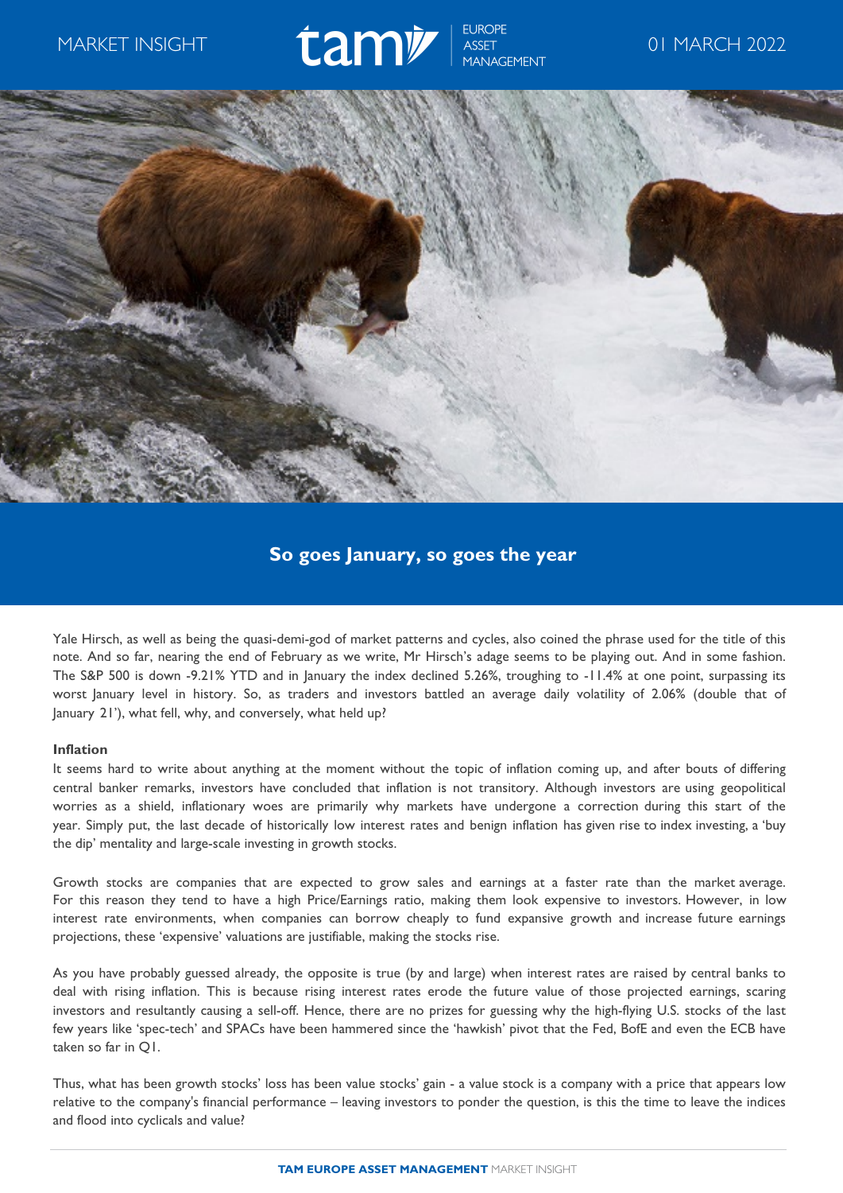# So goes January, so goes the year

Yale Hirsch, as well as being the quasi-demi-god of market patterns and cycles, also coined the phrase used for the title of this note. And so far, nearing the end of February as we write, Mr Hirsch's adage seems to be playing out. And in some fashion. The S&P 500 is down -9.21% YTD and in January the index declined 5.26%, troughing to -11.4% at one point, surpassing its worst January level in history. So, as traders and investors battled an average daily volatility of 2.06% (double that of January 21'), what fell, why, and conversely, what held up?

**Inflation**

It seems hard to write about anything at the moment without the topic of inflation coming up, and after bouts of differing central banker remarks, investors have concluded that inflation is not transitory. Although investors are using geopolitical worries as a shield, inflationary woes are primarily why markets have undergone a correction during this start of the year. Simply put, the last decade of historically low interest rates and benign inflation has given rise to index investing, a 'buy the dip' mentality and large-scale investing in growth stocks.

Growth stocks are companies that are expected to grow sales and earnings at a faster rate than the market average. For this reason they tend to have a high Price/Earnings ratio, making them look expensive to investors. However, in low interest rate environments, when companies can borrow cheaply to fund expansive growth and increase future earnings projections, these 'expensive' valuations are justifiable, making the stocks rise.

As you have probably guessed already, the opposite is true (by and large) when interest rates are raised by central banks to deal with rising inflation. This is because rising interest rates erode the future value of those projected earnings, scaring investors and resultantly causing a sell-off. Hence, there are no prizes for guessing why the high-flying U.S. stocks of the last few years like 'spec-tech' and SPACs have been hammered since the 'hawkish' pivot that the Fed, BofE and even the ECB have taken so far in Q1.

Thus, what has been growth stocks' loss has been value stocks' gain - a value stock is a company with a price that appears low relative to the company's financial performance – leaving investors to ponder the question, is this the time to leave the indices and flood into cyclicals and value?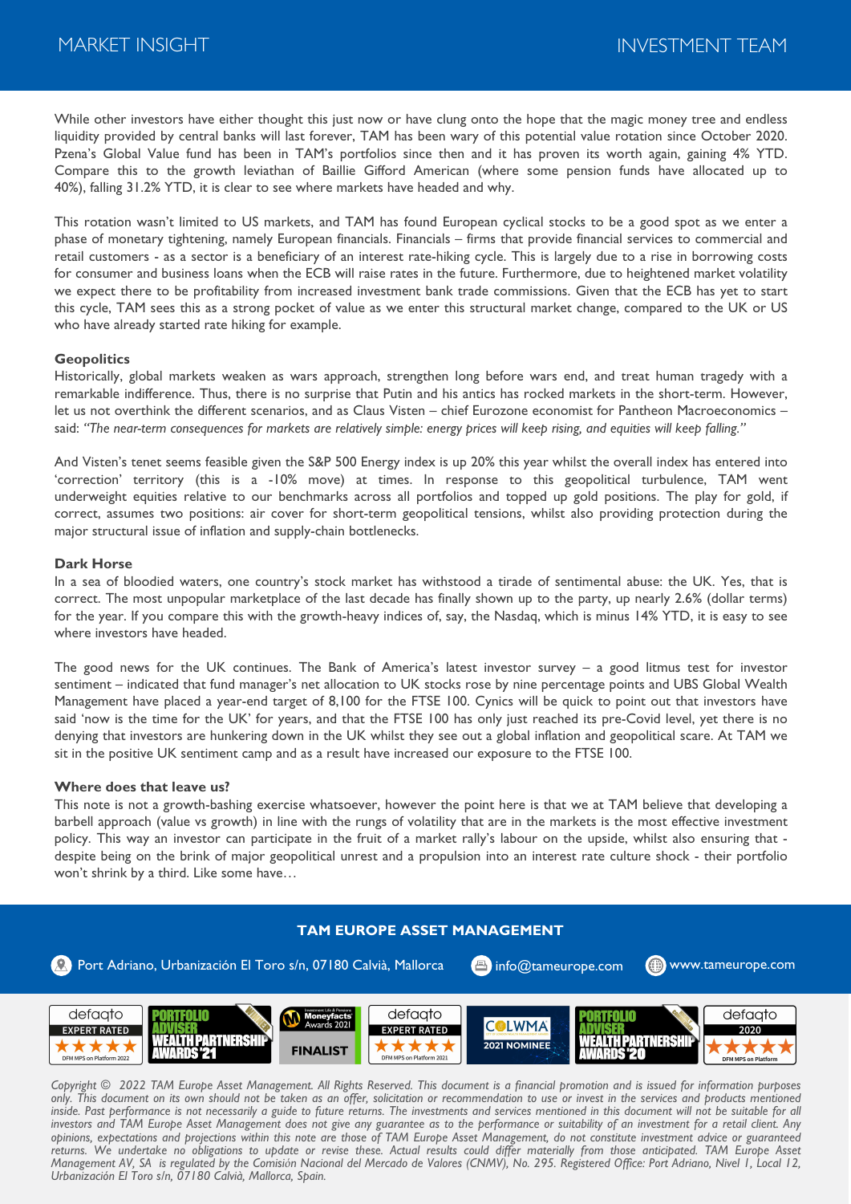While other investors have either thought this just now or have clung onto the hope that the magic money tree and endless liquidity provided by central banks will last forever, TAM has been wary of this potential value rotation since October 2020. Pzena's Global Value fund has been in TAM's portfolios since then and it has proven its worth again, gaining 4% YTD. Compare this to the growth leviathan of Baillie Gifford American (where some pension funds have allocated up to 40%), falling 31.2% YTD, it is clear to see where markets have headed and why.

This rotation wasn't limited to US markets, and TAM has found European cyclical stocks to be a good spot as we enter a phase of monetary tightening, namely European financials. Financials – firms that provide financial services to commercial and retail customers - as a sector is a beneficiary of an interest rate-hiking cycle. This is largely due to a rise in borrowing costs for consumer and business loans when the ECB will raise rates in the future. Furthermore, due to heightened market volatility we expect there to be profitability from increased investment bank trade commissions. Given that the ECB has yet to start this cycle, TAM sees this as a strong pocket of value as we enter this structural market change, compared to the UK or US who have already started rate hiking for example.

**Geopolitics**

Historically, global markets weaken as wars approach, strengthen long before wars end, and treat human tragedy with a remarkable indifference. Thus, there is no surprise that Putin and his antics has rocked markets in the short-term. However, let us not overthink the different scenarios, and as Claus Visten – chief Eurozone economist for Pantheon Macroeconomics – said: *"The near-term consequences for markets are relatively simple: energy prices will keep rising, and equities will keep falling."*

And Visten's tenet seems feasible given the S&P 500 Energy index is up 20% this year whilst the overall index has entered into 'correction' territory (this is a -10% move) at times. In response to this geopolitical turbulence, TAM went underweight equities relative to our benchmarks across all portfolios and topped up gold positions. The play for gold, if correct, assumes two positions: air cover for short-term geopolitical tensions, whilst also providing protection during the major structural issue of inflation and supply-chain bottlenecks.

**Dark Horse**

In a sea of bloodied waters, one country's stock market has withstood a tirade of sentimental abuse: the UK. Yes, that is correct. The most unpopular marketplace of the last decade has finally shown up to the party, up nearly 2.6% (dollar terms) for the year. If you compare this with the growth-heavy indices of, say, the Nasdaq, which is minus 14% YTD, it is easy to see where investors have headed.

The good news for the UK continues. The Bank of America's latest investor survey – a good litmus test for investor sentiment – indicated that fund manager's net allocation to UK stocks rose by nine percentage points and UBS Global Wealth Management have placed a year-end target of 8,100 for the FTSE 100. Cynics will be quick to point out that investors have said 'now is the time for the UK' for years, and that the FTSE 100 has only just reached its pre-Covid level, yet there is no denying that investors are hunkering down in the UK whilst they see out a global inflation and geopolitical scare. At TAM we sit in the positive UK sentiment camp and as a result have increased our exposure to the FTSE 100.

**Where does that leave us?**

This note is not a growth-bashing exercise whatsoever, however the point here is that we at TAM believe that developing a barbell approach (value vs growth) in line with the rungs of volatility that are in the markets is the most effective investment policy. This way an investor can participate in the fruit of a market rally's labour on the upside, whilst also ensuring that - despite being on the brink of major geopolitical unrest and a propulsion into an interest rate culture shock - their portfolio won't shrink by a third. Like some have…

**TAM EUROPE ASSET MANAGEMENT**

Port Adriano, Urbanización El Toro s/n, 07180 Calvià, Mallorca | info@tameurope.com | www.tameurope.com

defaqto EXPERT RATED ★★★★★ DFM MPS on Platform 2022 | PORTFOLIO ADVISER WEALTH PARTNERSHIP AWARDS '21 | Moneyfacts Awards 2021 FINALIST | defaqto EXPERT RATED ★★★★★ DFM MPS on Platform 2021 | COLWMA 2021 NOMINEE | PORTFOLIO ADVISER WEALTH PARTNERSHIP AWARDS '20 | defaqto 2020 ★★★★★ DFM MPS on Platform

*Copyright © 2022 TAM Europe Asset Management. All Rights Reserved. This document is a financial promotion and is issued for information purposes only. This document on its own should not be taken as an offer, solicitation or recommendation to use or invest in the services and products mentioned inside. Past performance is not necessarily a guide to future returns. The investments and services mentioned in this document will not be suitable for all investors and TAM Europe Asset Management does not give any guarantee as to the performance or suitability of an investment for a retail client. Any opinions, expectations and projections within this note are those of TAM Europe Asset Management, do not constitute investment advice or guaranteed returns. We undertake no obligations to update or revise these. Actual results could differ materially from those anticipated. TAM Europe Asset Management AV, SA is regulated by the Comisión Nacional del Mercado de Valores (CNMV), No. 295. Registered Office: Port Adriano, Nivel 1, Local 12, Urbanización El Toro s/n, 07180 Calvià, Mallorca, Spain.*